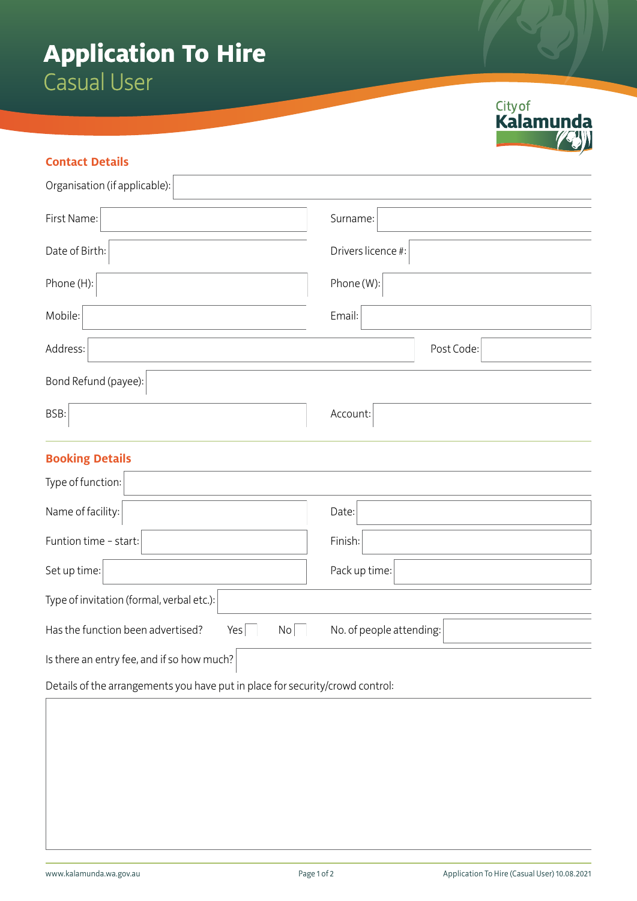# Application To Hire

## Casual User

City of Kalamunda

### Contact Details

Organisation (if applicable):

| | | | |
|---|---|---|---|
| First Name: | | Surname: | |
| Date of Birth: | | Drivers licence #: | |
| Phone (H): | | Phone (W): | |
| Mobile: | | Email: | |
| Address: | | Post Code: | |

Bond Refund (payee):

| | | | |
|---|---|---|---|
| BSB: | | Account: | |

### Booking Details

Type of function:

| | | | |
|---|---|---|---|
| Name of facility: | | Date: | |
| Funtion time – start: | | Finish: | |
| Set up time: | | Pack up time: | |

Type of invitation (formal, verbal etc.):

Has the function been advertised? Yes ☐ No ☐ No. of people attending:

Is there an entry fee, and if so how much?

Details of the arrangements you have put in place for security/crowd control: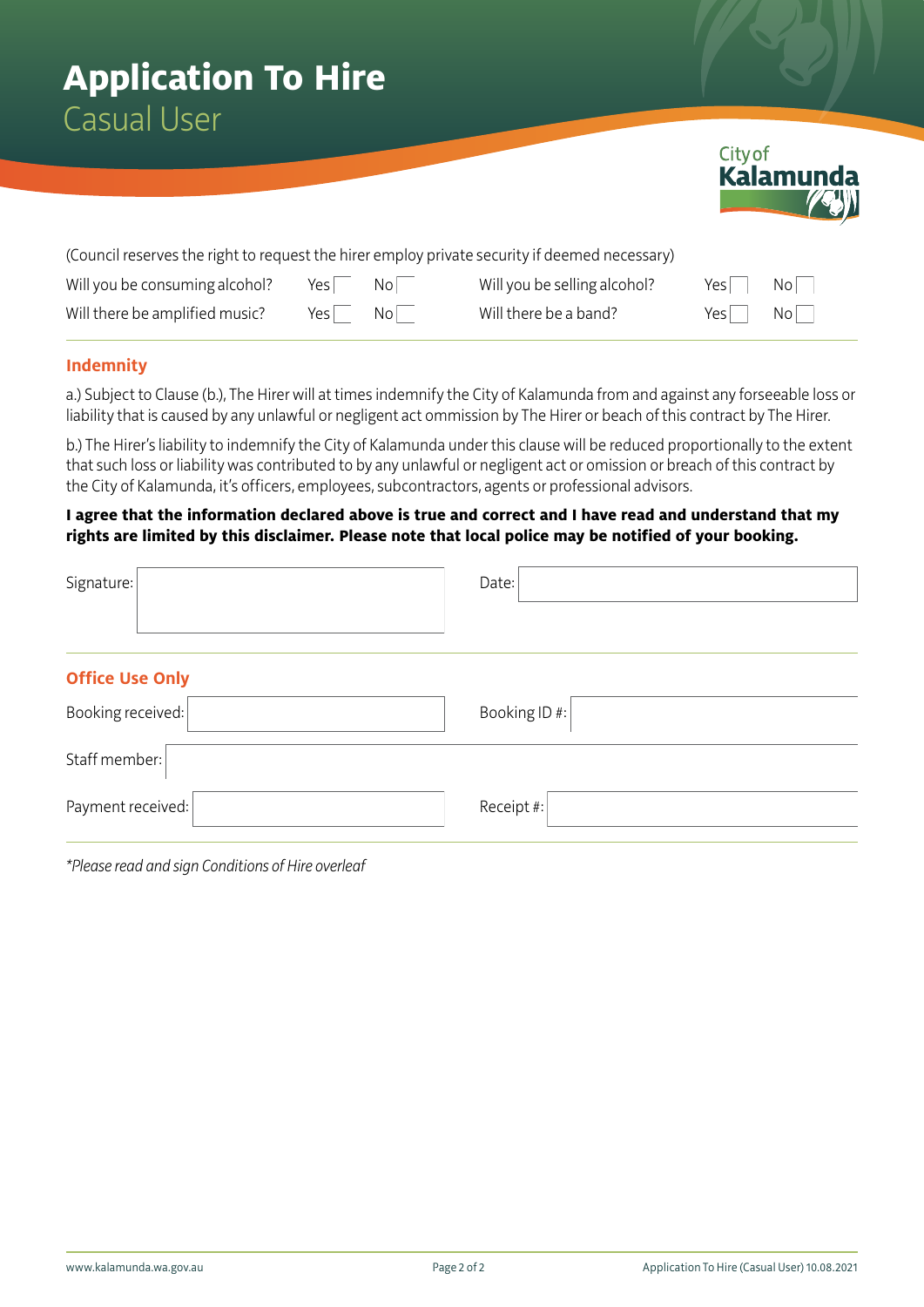# Application To Hire

## Casual User

City of Kalamunda

(Council reserves the right to request the hirer employ private security if deemed necessary)

Will you be consuming alcohol? Yes ☐ No ☐ Will you be selling alcohol? Yes ☐ No ☐

Will there be amplified music? Yes ☐ No ☐ Will there be a band? Yes ☐ No ☐

### Indemnity

a.) Subject to Clause (b.), The Hirer will at times indemnify the City of Kalamunda from and against any forseeable loss or liability that is caused by any unlawful or negligent act ommission by The Hirer or beach of this contract by The Hirer.

b.) The Hirer's liability to indemnify the City of Kalamunda under this clause will be reduced proportionally to the extent that such loss or liability was contributed to by any unlawful or negligent act or omission or breach of this contract by the City of Kalamunda, it's officers, employees, subcontractors, agents or professional advisors.

**I agree that the information declared above is true and correct and I have read and understand that my rights are limited by this disclaimer. Please note that local police may be notified of your booking.**

Signature: Date:

### Office Use Only

Booking received: Booking ID #:

Staff member:

Payment received: Receipt #:

*\*Please read and sign Conditions of Hire overleaf*